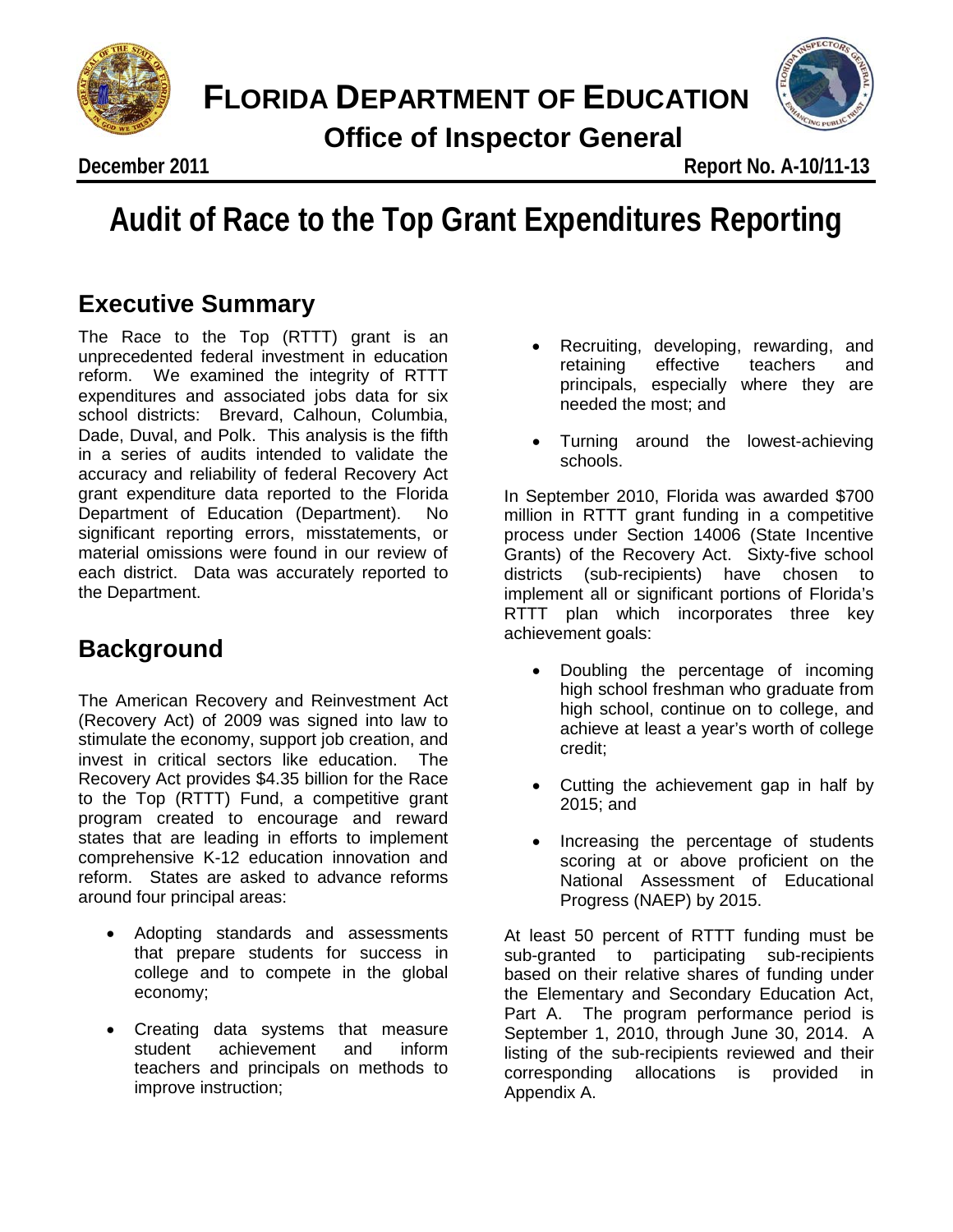# FLORIDA DEPARTMENT OF EDUCATION

## Office of Inspector General

**December 2011** **Report No. A-10/11-13**

# Audit of Race to the Top Grant Expenditures Reporting

## Executive Summary

The Race to the Top (RTTT) grant is an unprecedented federal investment in education reform. We examined the integrity of RTTT expenditures and associated jobs data for six school districts: Brevard, Calhoun, Columbia, Dade, Duval, and Polk. This analysis is the fifth in a series of audits intended to validate the accuracy and reliability of federal Recovery Act grant expenditure data reported to the Florida Department of Education (Department). No significant reporting errors, misstatements, or material omissions were found in our review of each district. Data was accurately reported to the Department.

## Background

The American Recovery and Reinvestment Act (Recovery Act) of 2009 was signed into law to stimulate the economy, support job creation, and invest in critical sectors like education. The Recovery Act provides $4.35 billion for the Race to the Top (RTTT) Fund, a competitive grant program created to encourage and reward states that are leading in efforts to implement comprehensive K-12 education innovation and reform. States are asked to advance reforms around four principal areas:

- Adopting standards and assessments that prepare students for success in college and to compete in the global economy;
- Creating data systems that measure student achievement and inform teachers and principals on methods to improve instruction;
- Recruiting, developing, rewarding, and retaining effective teachers and principals, especially where they are needed the most; and
- Turning around the lowest-achieving schools.

In September 2010, Florida was awarded $700 million in RTTT grant funding in a competitive process under Section 14006 (State Incentive Grants) of the Recovery Act. Sixty-five school districts (sub-recipients) have chosen to implement all or significant portions of Florida's RTTT plan which incorporates three key achievement goals:

- Doubling the percentage of incoming high school freshman who graduate from high school, continue on to college, and achieve at least a year's worth of college credit;
- Cutting the achievement gap in half by 2015; and
- Increasing the percentage of students scoring at or above proficient on the National Assessment of Educational Progress (NAEP) by 2015.

At least 50 percent of RTTT funding must be sub-granted to participating sub-recipients based on their relative shares of funding under the Elementary and Secondary Education Act, Part A. The program performance period is September 1, 2010, through June 30, 2014. A listing of the sub-recipients reviewed and their corresponding allocations is provided in Appendix A.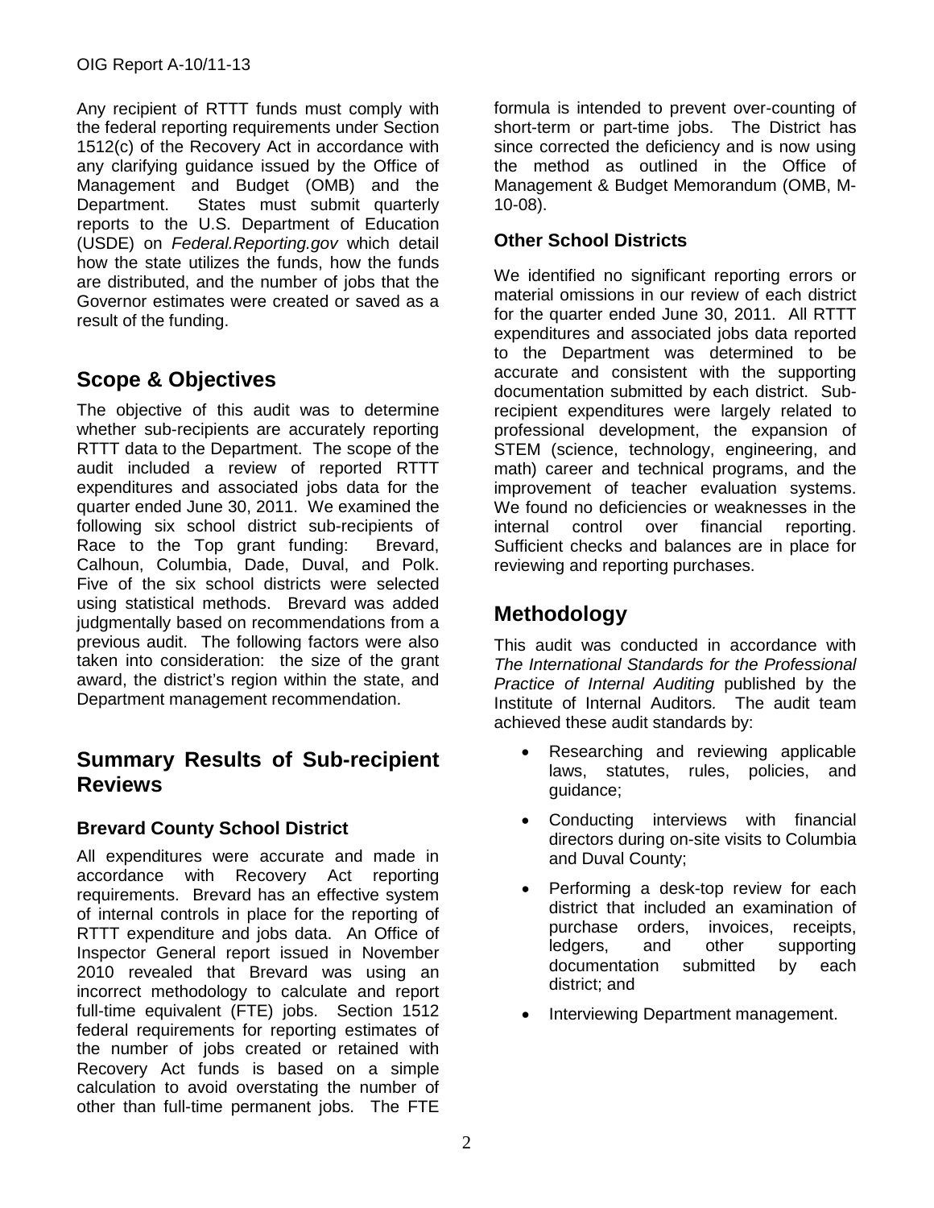Any recipient of RTTT funds must comply with the federal reporting requirements under Section 1512(c) of the Recovery Act in accordance with any clarifying guidance issued by the Office of Management and Budget (OMB) and the Department. States must submit quarterly reports to the U.S. Department of Education (USDE) on *Federal.Reporting.gov* which detail how the state utilizes the funds, how the funds are distributed, and the number of jobs that the Governor estimates were created or saved as a result of the funding.

## Scope & Objectives

The objective of this audit was to determine whether sub-recipients are accurately reporting RTTT data to the Department. The scope of the audit included a review of reported RTTT expenditures and associated jobs data for the quarter ended June 30, 2011. We examined the following six school district sub-recipients of Race to the Top grant funding: Brevard, Calhoun, Columbia, Dade, Duval, and Polk. Five of the six school districts were selected using statistical methods. Brevard was added judgmentally based on recommendations from a previous audit. The following factors were also taken into consideration: the size of the grant award, the district's region within the state, and Department management recommendation.

## Summary Results of Sub-recipient Reviews

### Brevard County School District

All expenditures were accurate and made in accordance with Recovery Act reporting requirements. Brevard has an effective system of internal controls in place for the reporting of RTTT expenditure and jobs data. An Office of Inspector General report issued in November 2010 revealed that Brevard was using an incorrect methodology to calculate and report full-time equivalent (FTE) jobs. Section 1512 federal requirements for reporting estimates of the number of jobs created or retained with Recovery Act funds is based on a simple calculation to avoid overstating the number of other than full-time permanent jobs. The FTE formula is intended to prevent over-counting of short-term or part-time jobs. The District has since corrected the deficiency and is now using the method as outlined in the Office of Management & Budget Memorandum (OMB, M-10-08).

### Other School Districts

We identified no significant reporting errors or material omissions in our review of each district for the quarter ended June 30, 2011. All RTTT expenditures and associated jobs data reported to the Department was determined to be accurate and consistent with the supporting documentation submitted by each district. Sub-recipient expenditures were largely related to professional development, the expansion of STEM (science, technology, engineering, and math) career and technical programs, and the improvement of teacher evaluation systems. We found no deficiencies or weaknesses in the internal control over financial reporting. Sufficient checks and balances are in place for reviewing and reporting purchases.

## Methodology

This audit was conducted in accordance with *The International Standards for the Professional Practice of Internal Auditing* published by the Institute of Internal Auditors. The audit team achieved these audit standards by:

- Researching and reviewing applicable laws, statutes, rules, policies, and guidance;
- Conducting interviews with financial directors during on-site visits to Columbia and Duval County;
- Performing a desk-top review for each district that included an examination of purchase orders, invoices, receipts, ledgers, and other supporting documentation submitted by each district; and
- Interviewing Department management.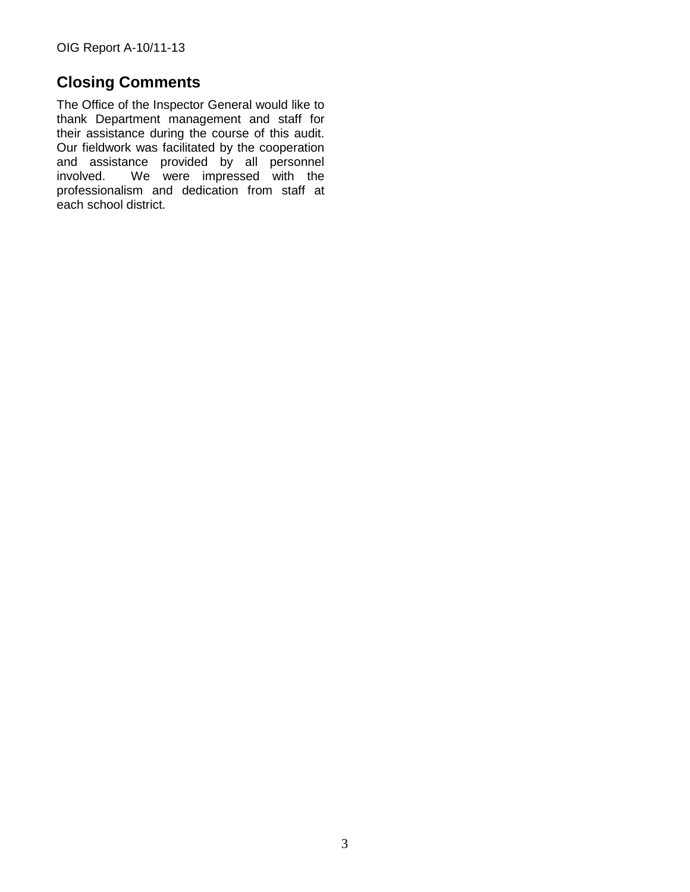## Closing Comments

The Office of the Inspector General would like to thank Department management and staff for their assistance during the course of this audit. Our fieldwork was facilitated by the cooperation and assistance provided by all personnel involved. We were impressed with the professionalism and dedication from staff at each school district.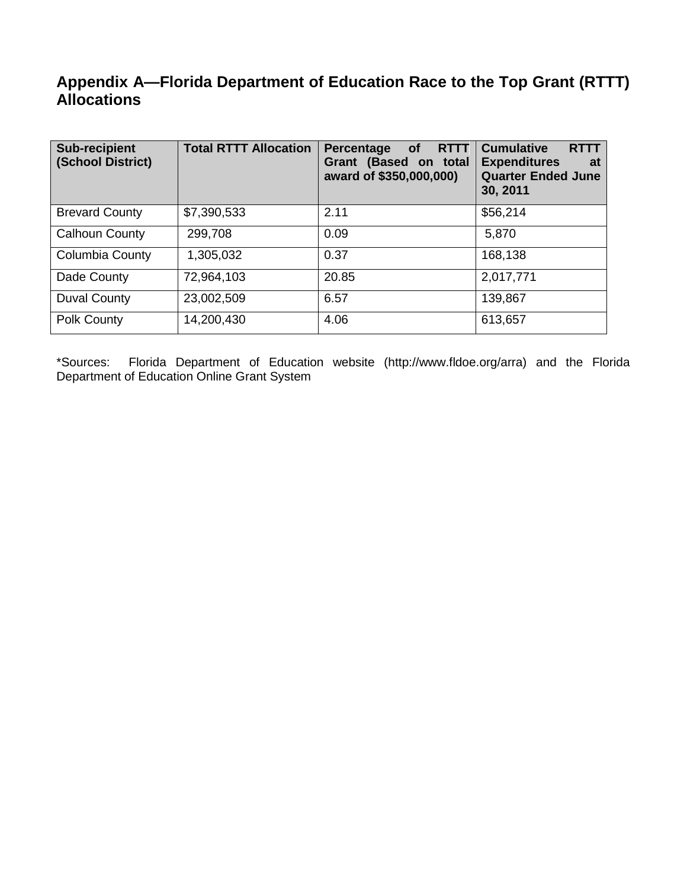## Appendix A—Florida Department of Education Race to the Top Grant (RTTT) Allocations

| Sub-recipient (School District) | Total RTTT Allocation | Percentage of RTTT Grant (Based on total award of $350,000,000) | Cumulative RTTT Expenditures at Quarter Ended June 30, 2011 |
|---|---|---|---|
| Brevard County | $7,390,533 | 2.11 | $56,214 |
| Calhoun County | 299,708 | 0.09 | 5,870 |
| Columbia County | 1,305,032 | 0.37 | 168,138 |
| Dade County | 72,964,103 | 20.85 | 2,017,771 |
| Duval County | 23,002,509 | 6.57 | 139,867 |
| Polk County | 14,200,430 | 4.06 | 613,657 |

*Sources: Florida Department of Education website (http://www.fldoe.org/arra) and the Florida Department of Education Online Grant System